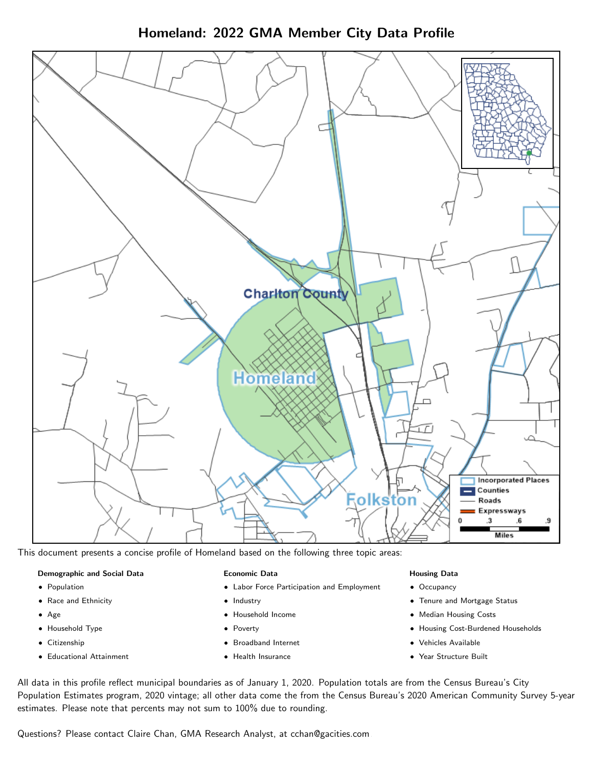# Homeland: 2022 GMA Member City Data Profile

This document presents a concise profile of Homeland based on the following three topic areas:

**Demographic and Social Data**

- Population
- Race and Ethnicity
- Age
- Household Type
- Citizenship
- Educational Attainment

**Economic Data**

- Labor Force Participation and Employment
- Industry
- Household Income
- Poverty
- Broadband Internet
- Health Insurance

**Housing Data**

- Occupancy
- Tenure and Mortgage Status
- Median Housing Costs
- Housing Cost-Burdened Households
- Vehicles Available
- Year Structure Built

All data in this profile reflect municipal boundaries as of January 1, 2020. Population totals are from the Census Bureau's City Population Estimates program, 2020 vintage; all other data come the from the Census Bureau's 2020 American Community Survey 5-year estimates. Please note that percents may not sum to 100% due to rounding.

Questions? Please contact Claire Chan, GMA Research Analyst, at cchan@gacities.com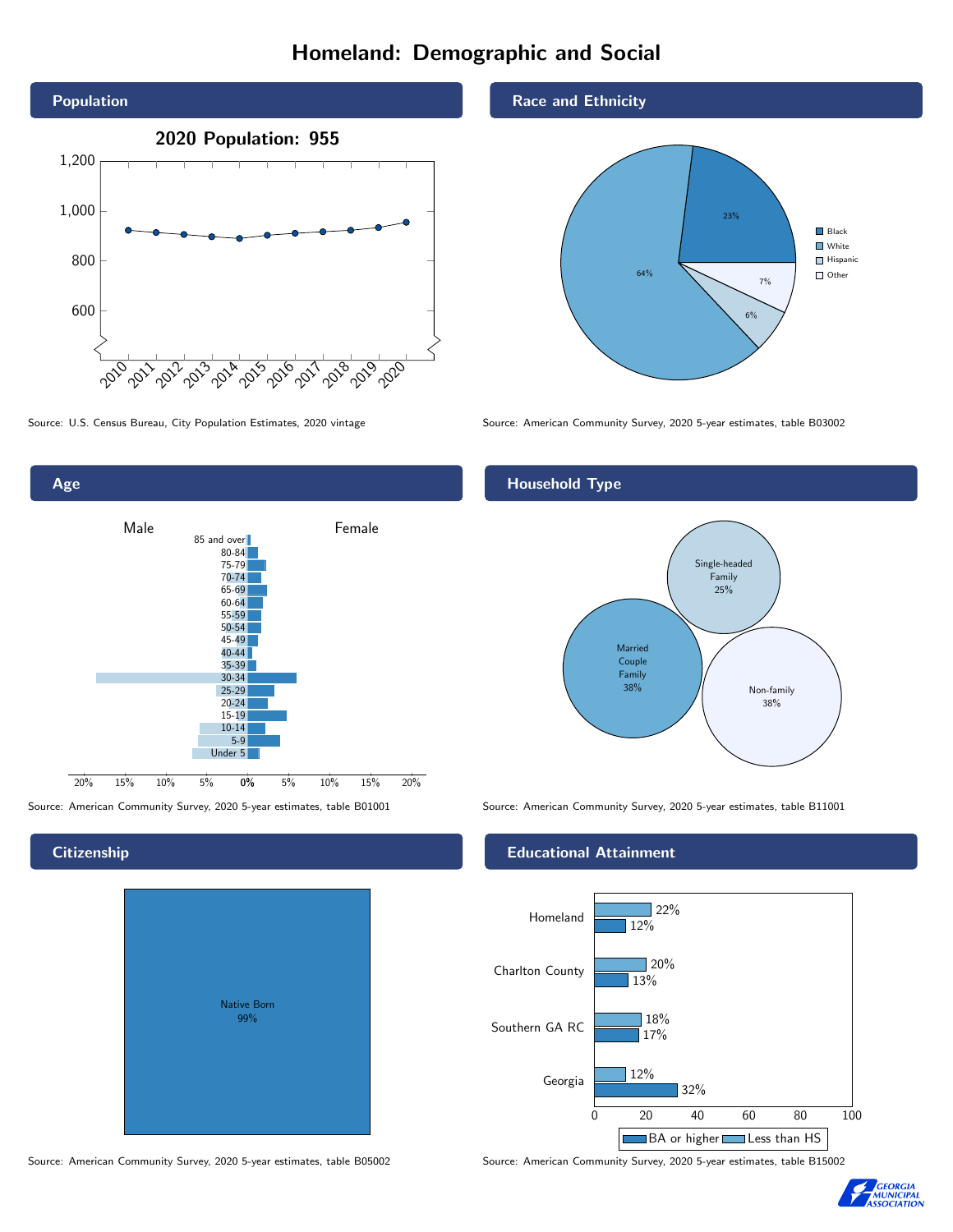# Homeland: Demographic and Social

## Population

2020 Population: 955

Source: U.S. Census Bureau, City Population Estimates, 2020 vintage

## Race and Ethnicity

| Race/Ethnicity | Percent |
| --- | --- |
| Black | 23% |
| White | 64% |
| Hispanic | 6% |
| Other | 7% |

Source: American Community Survey, 2020 5-year estimates, table B03002

## Age

Male | Female

85 and over, 80-84, 75-79, 70-74, 65-69, 60-64, 55-59, 50-54, 45-49, 40-44, 35-39, 30-34, 25-29, 20-24, 15-19, 10-14, 5-9, Under 5

Source: American Community Survey, 2020 5-year estimates, table B01001

## Household Type

| Household Type | Percent |
| --- | --- |
| Single-headed Family | 25% |
| Married Couple Family | 38% |
| Non-family | 38% |

Source: American Community Survey, 2020 5-year estimates, table B11001

## Citizenship

Native Born 99%

Source: American Community Survey, 2020 5-year estimates, table B05002

## Educational Attainment

| Area | Less than HS | BA or higher |
| --- | --- | --- |
| Homeland | 22% | 12% |
| Charlton County | 20% | 13% |
| Southern GA RC | 18% | 17% |
| Georgia | 12% | 32% |

Source: American Community Survey, 2020 5-year estimates, table B15002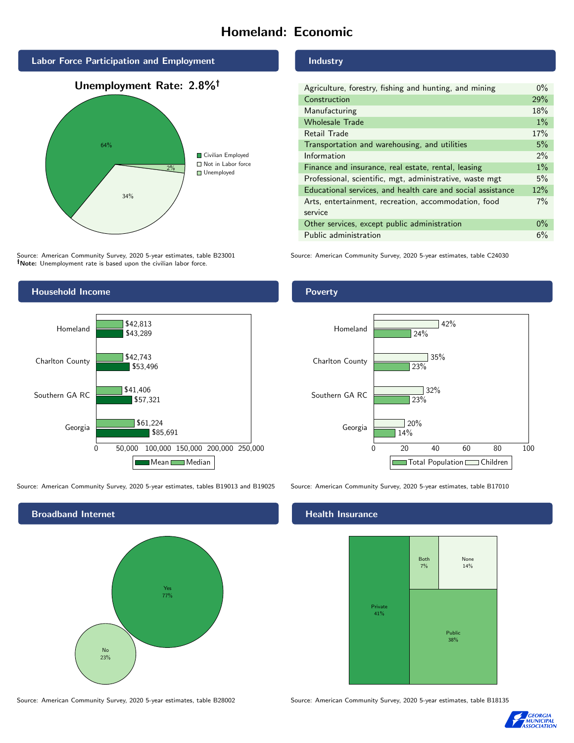# Homeland: Economic

## Labor Force Participation and Employment

**Unemployment Rate: 2.8%†**

| Category | Percent |
|---|---|
| Civilian Employed | 64% |
| Not in Labor force | 34% |
| Unemployed | 2% |

Source: American Community Survey, 2020 5-year estimates, table B23001
†**Note:** Unemployment rate is based upon the civilian labor force.

## Industry

| Industry | Percent |
|---|---|
| Agriculture, forestry, fishing and hunting, and mining | 0% |
| Construction | 29% |
| Manufacturing | 18% |
| Wholesale Trade | 1% |
| Retail Trade | 17% |
| Transportation and warehousing, and utilities | 5% |
| Information | 2% |
| Finance and insurance, real estate, rental, leasing | 1% |
| Professional, scientific, mgt, administrative, waste mgt | 5% |
| Educational services, and health care and social assistance | 12% |
| Arts, entertainment, recreation, accommodation, food service | 7% |
| Other services, except public administration | 0% |
| Public administration | 6% |

Source: American Community Survey, 2020 5-year estimates, table C24030

## Household Income

| Area | Median | Mean |
|---|---|---|
| Homeland | $42,813 | $43,289 |
| Charlton County | $42,743 | $53,496 |
| Southern GA RC | $41,406 | $57,321 |
| Georgia | $61,224 | $85,691 |

Source: American Community Survey, 2020 5-year estimates, tables B19013 and B19025

## Poverty

| Area | Children | Total Population |
|---|---|---|
| Homeland | 42% | 24% |
| Charlton County | 35% | 23% |
| Southern GA RC | 32% | 23% |
| Georgia | 20% | 14% |

Source: American Community Survey, 2020 5-year estimates, table B17010

## Broadband Internet

| Response | Percent |
|---|---|
| Yes | 77% |
| No | 23% |

Source: American Community Survey, 2020 5-year estimates, table B28002

## Health Insurance

| Type | Percent |
|---|---|
| Private | 41% |
| Public | 38% |
| Both | 7% |
| None | 14% |

Source: American Community Survey, 2020 5-year estimates, table B18135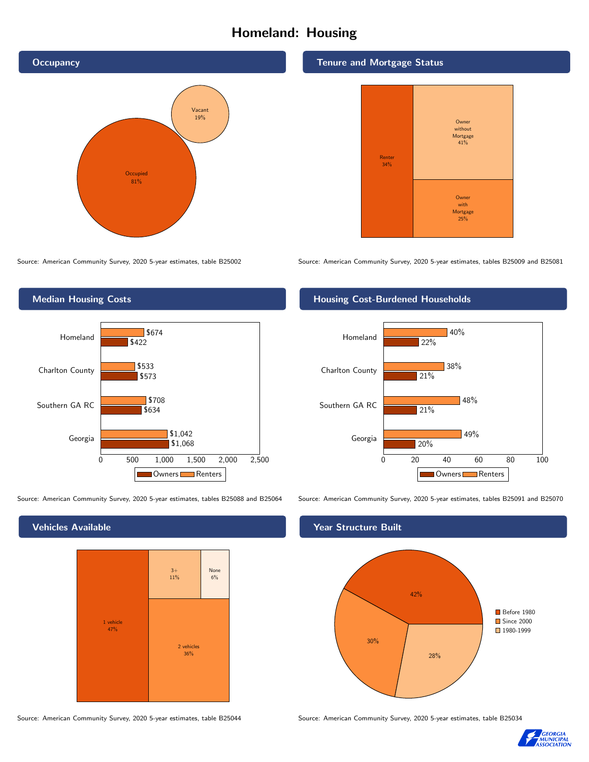# Homeland: Housing

## Occupancy

Vacant
19%

Occupied
81%

Source: American Community Survey, 2020 5-year estimates, table B25002

## Tenure and Mortgage Status

Renter
34%

Owner
without
Mortgage
41%

Owner
with
Mortgage
25%

Source: American Community Survey, 2020 5-year estimates, tables B25009 and B25081

## Median Housing Costs

Homeland
$674
$422

Charlton County
$533
$573

Southern GA RC
$708
$634

Georgia
$1,042
$1,068

0
500
1,000
1,500
2,000
2,500

Owners
Renters

Source: American Community Survey, 2020 5-year estimates, tables B25088 and B25064

## Housing Cost-Burdened Households

Homeland
40%
22%

Charlton County
38%
21%

Southern GA RC
48%
21%

Georgia
49%
20%

0
20
40
60
80
100

Owners
Renters

Source: American Community Survey, 2020 5-year estimates, tables B25091 and B25070

## Vehicles Available

1 vehicle
47%

3+
11%

None
6%

2 vehicles
36%

Source: American Community Survey, 2020 5-year estimates, table B25044

## Year Structure Built

42%

30%

28%

Before 1980
Since 2000
1980-1999

Source: American Community Survey, 2020 5-year estimates, table B25034